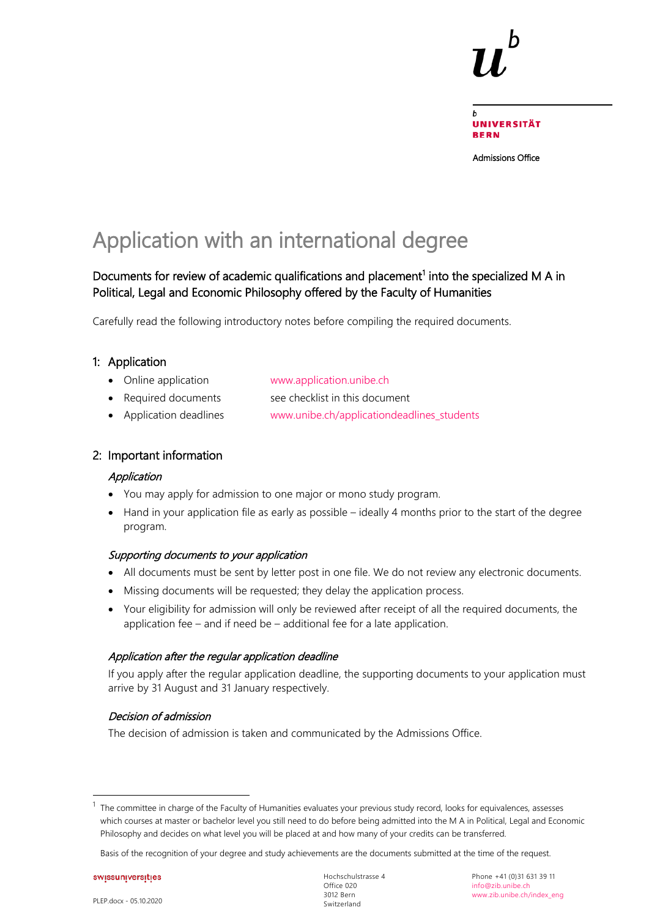Universität Bern

Admissions Office

# Application with an international degree

## Documents for review of academic qualifications and placement[1] into the specialized M A in Political, Legal and Economic Philosophy offered by the Faculty of Humanities

Carefully read the following introductory notes before compiling the required documents.

### 1: Application

- Online application — www.application.unibe.ch
- Required documents — see checklist in this document
- Application deadlines — www.unibe.ch/applicationdeadlines_students

### 2: Important information

*Application*

- You may apply for admission to one major or mono study program.
- Hand in your application file as early as possible – ideally 4 months prior to the start of the degree program.

*Supporting documents to your application*

- All documents must be sent by letter post in one file. We do not review any electronic documents.
- Missing documents will be requested; they delay the application process.
- Your eligibility for admission will only be reviewed after receipt of all the required documents, the application fee – and if need be – additional fee for a late application.

*Application after the regular application deadline*

If you apply after the regular application deadline, the supporting documents to your application must arrive by 31 August and 31 January respectively.

*Decision of admission*

The decision of admission is taken and communicated by the Admissions Office.

---

[1] The committee in charge of the Faculty of Humanities evaluates your previous study record, looks for equivalences, assesses which courses at master or bachelor level you still need to do before being admitted into the M A in Political, Legal and Economic Philosophy and decides on what level you will be placed at and how many of your credits can be transferred.

Basis of the recognition of your degree and study achievements are the documents submitted at the time of the request.

swissuniversities

PLEP.docx - 05.10.2020

Hochschulstrasse 4
Office 020
3012 Bern
Switzerland

Phone +41 (0)31 631 39 11
info@zib.unibe.ch
www.zib.unibe.ch/index_eng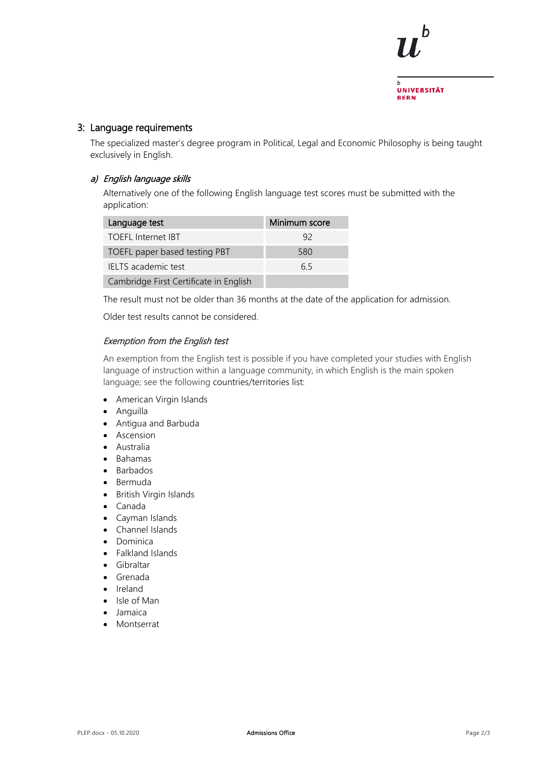## 3: Language requirements

The specialized master's degree program in Political, Legal and Economic Philosophy is being taught exclusively in English.

### a) *English language skills*

Alternatively one of the following English language test scores must be submitted with the application:

| Language test | Minimum score |
|---|---|
| TOEFL Internet IBT | 92 |
| TOEFL paper based testing PBT | 580 |
| IELTS academic test | 6.5 |
| Cambridge First Certificate in English | |

The result must not be older than 36 months at the date of the application for admission.

Older test results cannot be considered.

*Exemption from the English test*

An exemption from the English test is possible if you have completed your studies with English language of instruction within a language community, in which English is the main spoken language; see the following countries/territories list:

- American Virgin Islands
- Anguilla
- Antigua and Barbuda
- Ascension
- Australia
- Bahamas
- Barbados
- Bermuda
- British Virgin Islands
- Canada
- Cayman Islands
- Channel Islands
- Dominica
- Falkland Islands
- Gibraltar
- Grenada
- Ireland
- Isle of Man
- Jamaica
- Montserrat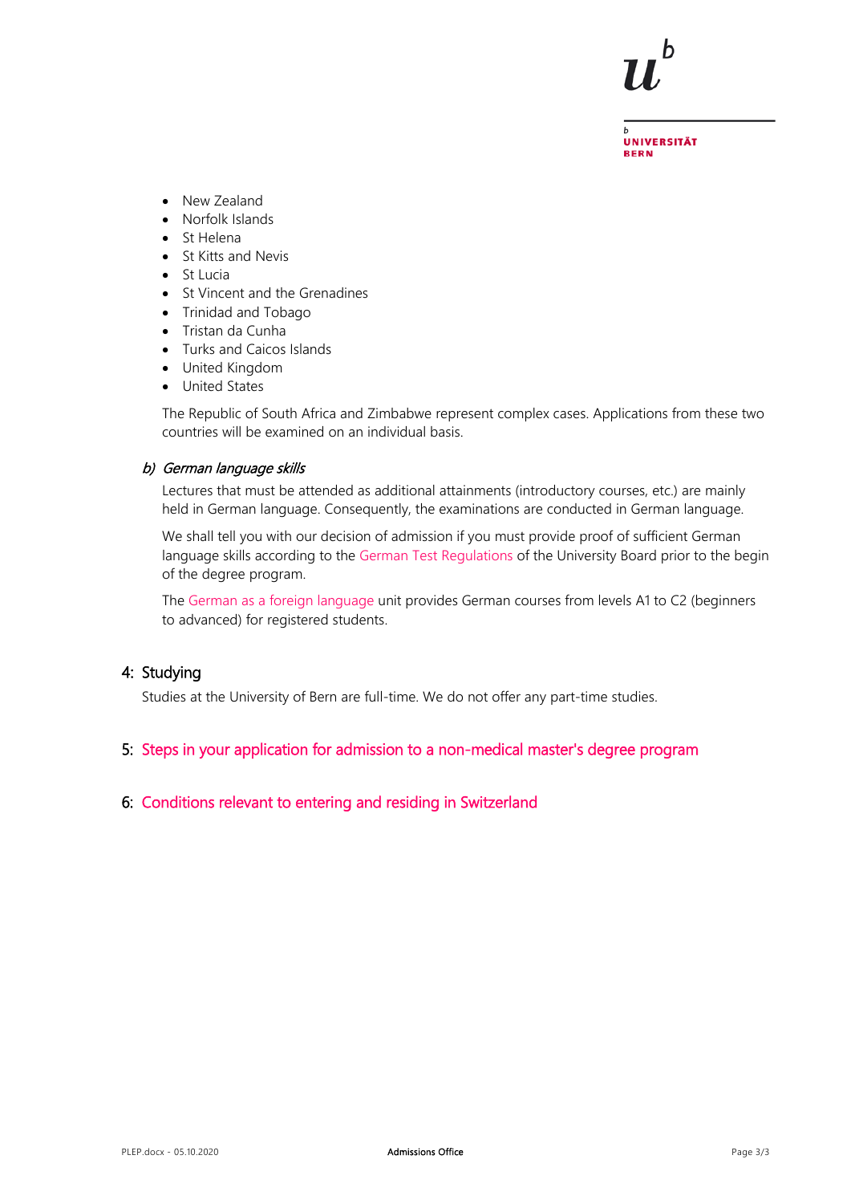- New Zealand
- Norfolk Islands
- St Helena
- St Kitts and Nevis
- St Lucia
- St Vincent and the Grenadines
- Trinidad and Tobago
- Tristan da Cunha
- Turks and Caicos Islands
- United Kingdom
- United States

The Republic of South Africa and Zimbabwe represent complex cases. Applications from these two countries will be examined on an individual basis.

### *b) German language skills*

Lectures that must be attended as additional attainments (introductory courses, etc.) are mainly held in German language. Consequently, the examinations are conducted in German language.

We shall tell you with our decision of admission if you must provide proof of sufficient German language skills according to the German Test Regulations of the University Board prior to the begin of the degree program.

The German as a foreign language unit provides German courses from levels A1 to C2 (beginners to advanced) for registered students.

## 4: Studying

Studies at the University of Bern are full-time. We do not offer any part-time studies.

## 5: Steps in your application for admission to a non-medical master's degree program

## 6: Conditions relevant to entering and residing in Switzerland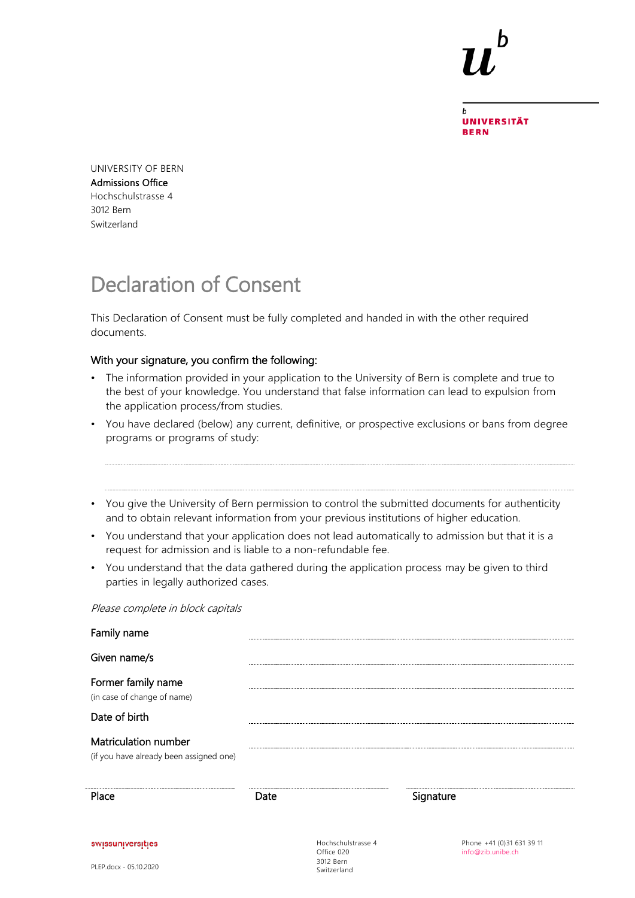UNIVERSITÄT BERN

UNIVERSITY OF BERN
Admissions Office
Hochschulstrasse 4
3012 Bern
Switzerland

# Declaration of Consent

This Declaration of Consent must be fully completed and handed in with the other required documents.

**With your signature, you confirm the following:**

- The information provided in your application to the University of Bern is complete and true to the best of your knowledge. You understand that false information can lead to expulsion from the application process/from studies.
- You have declared (below) any current, definitive, or prospective exclusions or bans from degree programs or programs of study:

.................................................................................................................................

.................................................................................................................................

- You give the University of Bern permission to control the submitted documents for authenticity and to obtain relevant information from your previous institutions of higher education.
- You understand that your application does not lead automatically to admission but that it is a request for admission and is liable to a non-refundable fee.
- You understand that the data gathered during the application process may be given to third parties in legally authorized cases.

*Please complete in block capitals*

Family name ..................................................................

Given name/s ..................................................................

Former family name (in case of change of name) ..................................................................

Date of birth ..................................................................

Matriculation number (if you have already been assigned one) ..................................................................

| .................................... | .................................... | .................................... |
|---|---|---|
| Place | Date | Signature |

swissuniversities

PLEP.docx - 05.10.2020

Hochschulstrasse 4
Office 020
3012 Bern
Switzerland

Phone +41 (0)31 631 39 11
info@zib.unibe.ch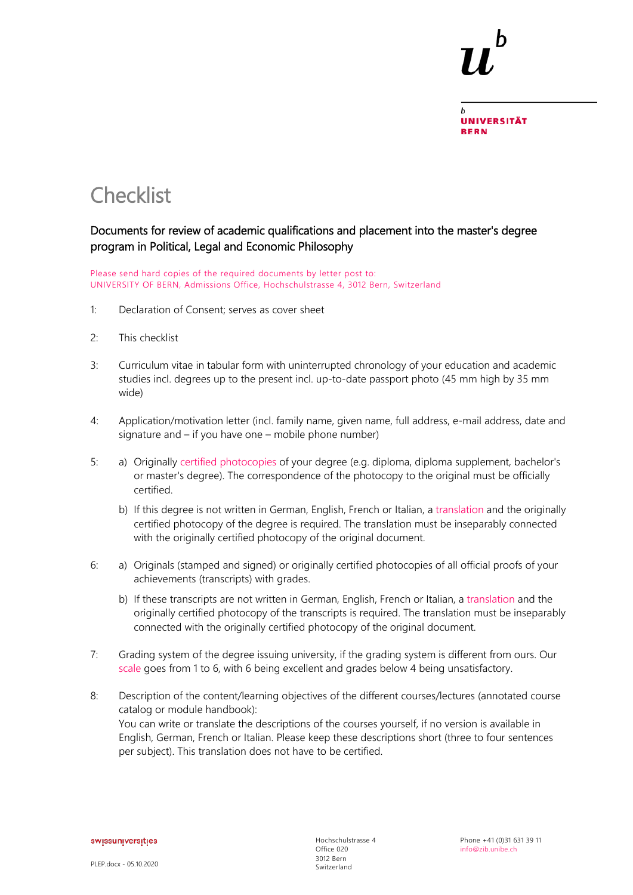# Checklist

## Documents for review of academic qualifications and placement into the master's degree program in Political, Legal and Economic Philosophy

Please send hard copies of the required documents by letter post to:
UNIVERSITY OF BERN, Admissions Office, Hochschulstrasse 4, 3012 Bern, Switzerland

1: Declaration of Consent; serves as cover sheet

2: This checklist

3: Curriculum vitae in tabular form with uninterrupted chronology of your education and academic studies incl. degrees up to the present incl. up-to-date passport photo (45 mm high by 35 mm wide)

4: Application/motivation letter (incl. family name, given name, full address, e-mail address, date and signature and – if you have one – mobile phone number)

5:
   a) Originally certified photocopies of your degree (e.g. diploma, diploma supplement, bachelor's or master's degree). The correspondence of the photocopy to the original must be officially certified.
   b) If this degree is not written in German, English, French or Italian, a translation and the originally certified photocopy of the degree is required. The translation must be inseparably connected with the originally certified photocopy of the original document.

6:
   a) Originals (stamped and signed) or originally certified photocopies of all official proofs of your achievements (transcripts) with grades.
   b) If these transcripts are not written in German, English, French or Italian, a translation and the originally certified photocopy of the transcripts is required. The translation must be inseparably connected with the originally certified photocopy of the original document.

7: Grading system of the degree issuing university, if the grading system is different from ours. Our scale goes from 1 to 6, with 6 being excellent and grades below 4 being unsatisfactory.

8: Description of the content/learning objectives of the different courses/lectures (annotated course catalog or module handbook):
You can write or translate the descriptions of the courses yourself, if no version is available in English, German, French or Italian. Please keep these descriptions short (three to four sentences per subject). This translation does not have to be certified.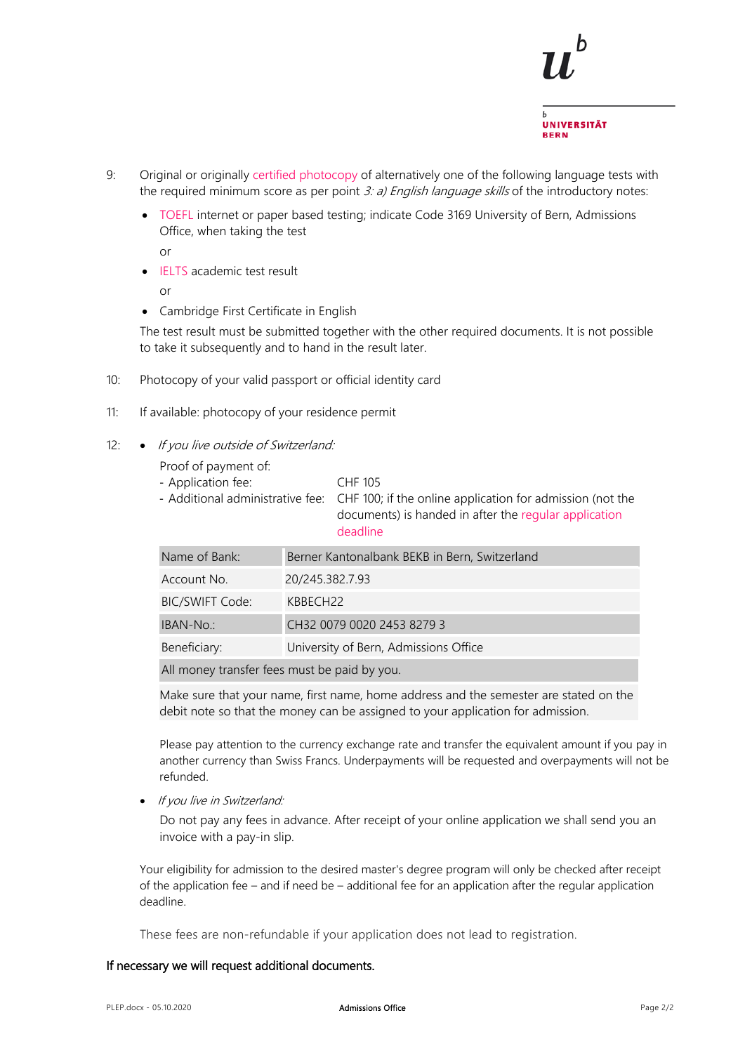9: Original or originally certified photocopy of alternatively one of the following language tests with the required minimum score as per point *3: a) English language skills* of the introductory notes:

- TOEFL internet or paper based testing; indicate Code 3169 University of Bern, Admissions Office, when taking the test

  or

- IELTS academic test result

  or

- Cambridge First Certificate in English

The test result must be submitted together with the other required documents. It is not possible to take it subsequently and to hand in the result later.

10: Photocopy of your valid passport or official identity card

11: If available: photocopy of your residence permit

12:

- *If you live outside of Switzerland:*

  Proof of payment of:
  - Application fee: CHF 105
  - Additional administrative fee: CHF 100; if the online application for admission (not the documents) is handed in after the regular application deadline

| | |
|---|---|
| Name of Bank: | Berner Kantonalbank BEKB in Bern, Switzerland |
| Account No. | 20/245.382.7.93 |
| BIC/SWIFT Code: | KBBECH22 |
| IBAN-No.: | CH32 0079 0020 2453 8279 3 |
| Beneficiary: | University of Bern, Admissions Office |
| All money transfer fees must be paid by you. | |
| Make sure that your name, first name, home address and the semester are stated on the debit note so that the money can be assigned to your application for admission. | |

  Please pay attention to the currency exchange rate and transfer the equivalent amount if you pay in another currency than Swiss Francs. Underpayments will be requested and overpayments will not be refunded.

- *If you live in Switzerland:*

  Do not pay any fees in advance. After receipt of your online application we shall send you an invoice with a pay-in slip.

Your eligibility for admission to the desired master's degree program will only be checked after receipt of the application fee – and if need be – additional fee for an application after the regular application deadline.

These fees are non-refundable if your application does not lead to registration.

**If necessary we will request additional documents.**